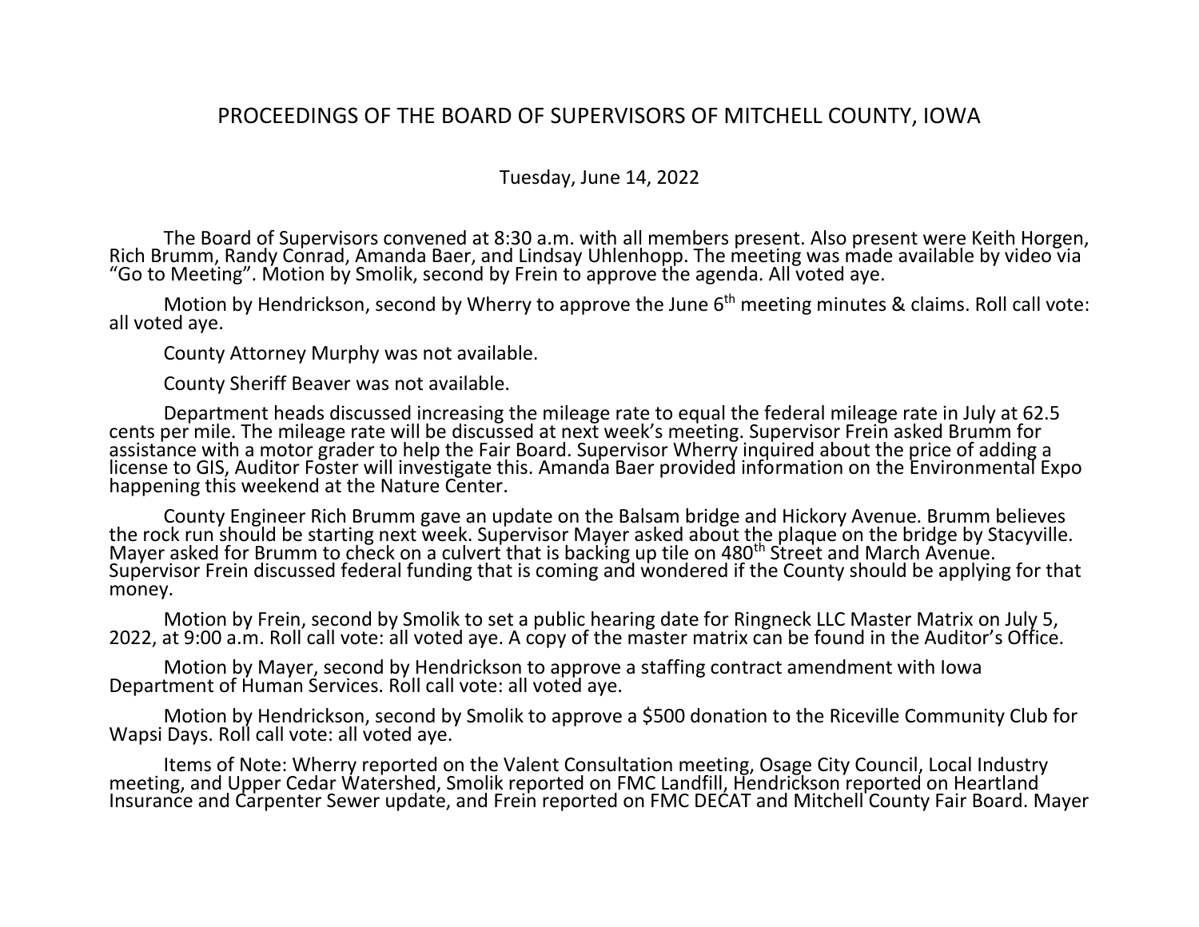PROCEEDINGS OF THE BOARD OF SUPERVISORS OF MITCHELL COUNTY, IOWA

Tuesday, June 14, 2022

The Board of Supervisors convened at 8:30 a.m. with all members present. Also present were Keith Horgen, Rich Brumm, Randy Conrad, Amanda Baer, and Lindsay Uhlenhopp. The meeting was made available by video via "Go to Meeting". Motion by Smolik, second by Frein to approve the agenda. All voted aye.

Motion by Hendrickson, second by Wherry to approve the June 6th meeting minutes & claims. Roll call vote: all voted aye.

County Attorney Murphy was not available.

County Sheriff Beaver was not available.

Department heads discussed increasing the mileage rate to equal the federal mileage rate in July at 62.5 cents per mile. The mileage rate will be discussed at next week's meeting. Supervisor Frein asked Brumm for assistance with a motor grader to help the Fair Board. Supervisor Wherry inquired about the price of adding a license to GIS, Auditor Foster will investigate this. Amanda Baer provided information on the Environmental Expo happening this weekend at the Nature Center.

County Engineer Rich Brumm gave an update on the Balsam bridge and Hickory Avenue. Brumm believes the rock run should be starting next week. Supervisor Mayer asked about the plaque on the bridge by Stacyville. Mayer asked for Brumm to check on a culvert that is backing up tile on 480th Street and March Avenue. Supervisor Frein discussed federal funding that is coming and wondered if the County should be applying for that money.

Motion by Frein, second by Smolik to set a public hearing date for Ringneck LLC Master Matrix on July 5, 2022, at 9:00 a.m. Roll call vote: all voted aye. A copy of the master matrix can be found in the Auditor's Office.

Motion by Mayer, second by Hendrickson to approve a staffing contract amendment with Iowa Department of Human Services. Roll call vote: all voted aye.

Motion by Hendrickson, second by Smolik to approve a $500 donation to the Riceville Community Club for Wapsi Days. Roll call vote: all voted aye.

Items of Note: Wherry reported on the Valent Consultation meeting, Osage City Council, Local Industry meeting, and Upper Cedar Watershed, Smolik reported on FMC Landfill, Hendrickson reported on Heartland Insurance and Carpenter Sewer update, and Frein reported on FMC DECAT and Mitchell County Fair Board. Mayer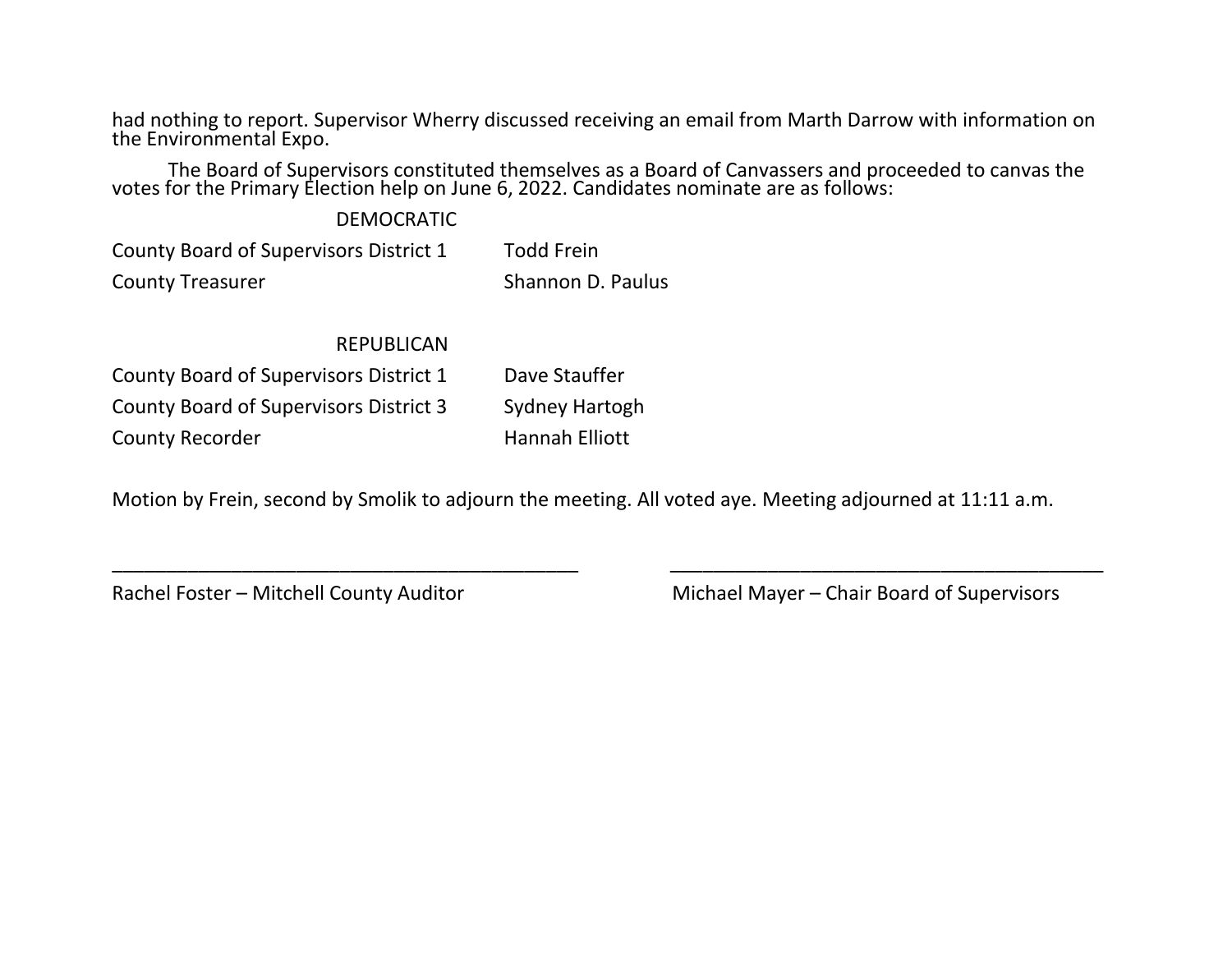had nothing to report. Supervisor Wherry discussed receiving an email from Marth Darrow with information on the Environmental Expo.

The Board of Supervisors constituted themselves as a Board of Canvassers and proceeded to canvas the votes for the Primary Election help on June 6, 2022. Candidates nominate are as follows:

DEMOCRATIC

| | |
|---|---|
| County Board of Supervisors District 1 | Todd Frein |
| County Treasurer | Shannon D. Paulus |

REPUBLICAN

| | |
|---|---|
| County Board of Supervisors District 1 | Dave Stauffer |
| County Board of Supervisors District 3 | Sydney Hartogh |
| County Recorder | Hannah Elliott |

Motion by Frein, second by Smolik to adjourn the meeting. All voted aye. Meeting adjourned at 11:11 a.m.

_____________________________________________ Rachel Foster – Mitchell County Auditor

_____________________________________________ Michael Mayer – Chair Board of Supervisors